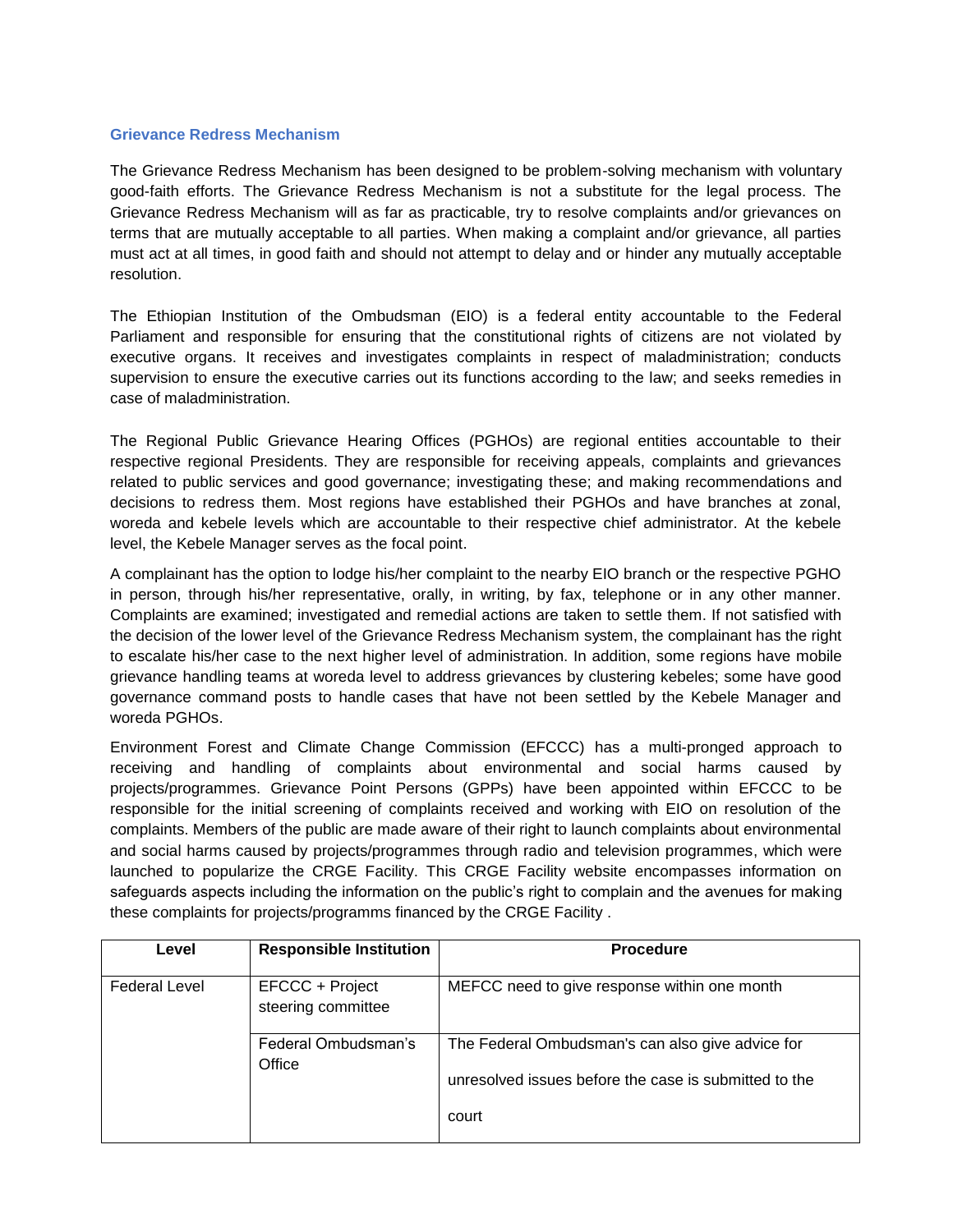### Grievance Redress Mechanism

The Grievance Redress Mechanism has been designed to be problem-solving mechanism with voluntary good-faith efforts. The Grievance Redress Mechanism is not a substitute for the legal process. The Grievance Redress Mechanism will as far as practicable, try to resolve complaints and/or grievances on terms that are mutually acceptable to all parties. When making a complaint and/or grievance, all parties must act at all times, in good faith and should not attempt to delay and or hinder any mutually acceptable resolution.

The Ethiopian Institution of the Ombudsman (EIO) is a federal entity accountable to the Federal Parliament and responsible for ensuring that the constitutional rights of citizens are not violated by executive organs. It receives and investigates complaints in respect of maladministration; conducts supervision to ensure the executive carries out its functions according to the law; and seeks remedies in case of maladministration.

The Regional Public Grievance Hearing Offices (PGHOs) are regional entities accountable to their respective regional Presidents. They are responsible for receiving appeals, complaints and grievances related to public services and good governance; investigating these; and making recommendations and decisions to redress them. Most regions have established their PGHOs and have branches at zonal, woreda and kebele levels which are accountable to their respective chief administrator. At the kebele level, the Kebele Manager serves as the focal point.

A complainant has the option to lodge his/her complaint to the nearby EIO branch or the respective PGHO in person, through his/her representative, orally, in writing, by fax, telephone or in any other manner. Complaints are examined; investigated and remedial actions are taken to settle them. If not satisfied with the decision of the lower level of the Grievance Redress Mechanism system, the complainant has the right to escalate his/her case to the next higher level of administration. In addition, some regions have mobile grievance handling teams at woreda level to address grievances by clustering kebeles; some have good governance command posts to handle cases that have not been settled by the Kebele Manager and woreda PGHOs.

Environment Forest and Climate Change Commission (EFCCC) has a multi-pronged approach to receiving and handling of complaints about environmental and social harms caused by projects/programmes. Grievance Point Persons (GPPs) have been appointed within EFCCC to be responsible for the initial screening of complaints received and working with EIO on resolution of the complaints. Members of the public are made aware of their right to launch complaints about environmental and social harms caused by projects/programmes through radio and television programmes, which were launched to popularize the CRGE Facility. This CRGE Facility website encompasses information on safeguards aspects including the information on the public's right to complain and the avenues for making these complaints for projects/programms financed by the CRGE Facility .

| Level | Responsible Institution | Procedure |
|---|---|---|
| Federal Level | EFCCC + Project steering committee | MEFCC need to give response within one month |
| | Federal Ombudsman's Office | The Federal Ombudsman's can also give advice for unresolved issues before the case is submitted to the court |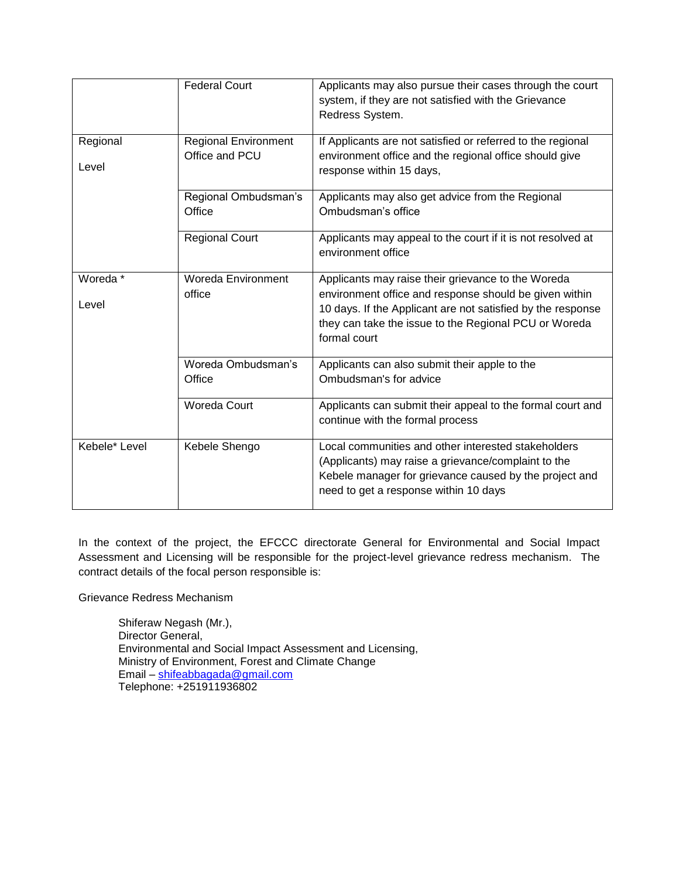| | | |
|---|---|---|
| | Federal Court | Applicants may also pursue their cases through the court system, if they are not satisfied with the Grievance Redress System. |
| Regional Level | Regional Environment Office and PCU | If Applicants are not satisfied or referred to the regional environment office and the regional office should give response within 15 days, |
| | Regional Ombudsman's Office | Applicants may also get advice from the Regional Ombudsman's office |
| | Regional Court | Applicants may appeal to the court if it is not resolved at environment office |
| Woreda * Level | Woreda Environment office | Applicants may raise their grievance to the Woreda environment office and response should be given within 10 days. If the Applicant are not satisfied by the response they can take the issue to the Regional PCU or Woreda formal court |
| | Woreda Ombudsman's Office | Applicants can also submit their apple to the Ombudsman's for advice |
| | Woreda Court | Applicants can submit their appeal to the formal court and continue with the formal process |
| Kebele* Level | Kebele Shengo | Local communities and other interested stakeholders (Applicants) may raise a grievance/complaint to the Kebele manager for grievance caused by the project and need to get a response within 10 days |

In the context of the project, the EFCCC directorate General for Environmental and Social Impact Assessment and Licensing will be responsible for the project-level grievance redress mechanism. The contract details of the focal person responsible is:

Grievance Redress Mechanism

> Shiferaw Negash (Mr.),
> Director General,
> Environmental and Social Impact Assessment and Licensing,
> Ministry of Environment, Forest and Climate Change
> Email – shifeabbagada@gmail.com
> Telephone: +251911936802